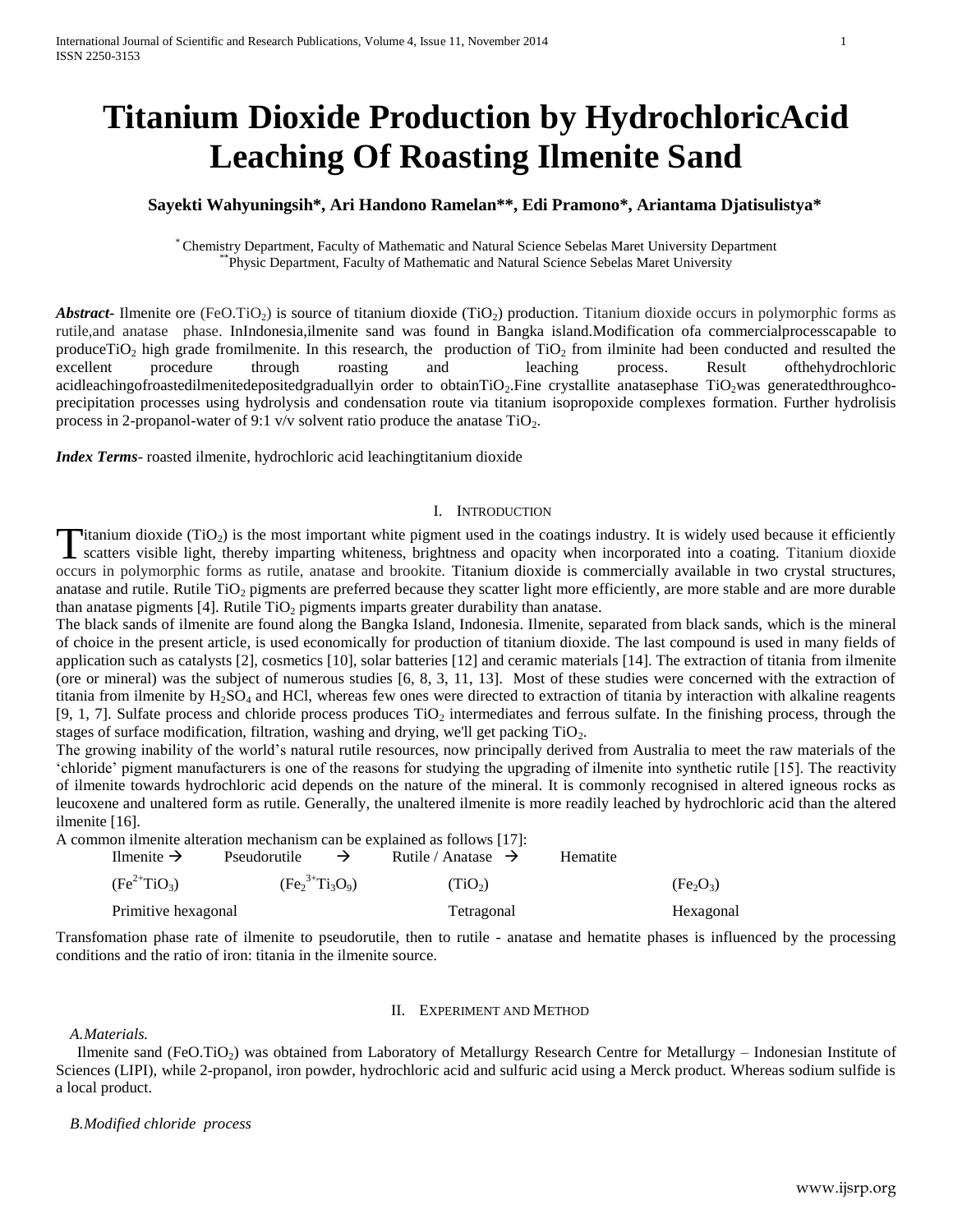# Titanium Dioxide Production by HydrochloricAcid Leaching Of Roasting Ilmenite Sand

**Sayekti Wahyuningsih*, Ari Handono Ramelan**, Edi Pramono*, Ariantama Djatisulistya***

[*] Chemistry Department, Faculty of Mathematic and Natural Science Sebelas Maret University Department
[**] Physic Department, Faculty of Mathematic and Natural Science Sebelas Maret University

***Abstract***- Ilmenite ore ($FeO.TiO_2$) is source of titanium dioxide ($TiO_2$) production. Titanium dioxide occurs in polymorphic forms as rutile,and anatase phase. InIndonesia,ilmenite sand was found in Bangka island.Modification ofa commercialprocesscapable to produce$TiO_2$ high grade fromilmenite. In this research, the production of $TiO_2$ from ilminite had been conducted and resulted the excellent procedure through roasting and leaching process. Result ofthehydrochloric acidleachingofroastedilmenitedepositedgraduallyin order to obtain$TiO_2$.Fine crystallite anatasephase $TiO_2$was generatedthroughco-precipitation processes using hydrolysis and condensation route via titanium isopropoxide complexes formation. Further hydrolisis process in 2-propanol-water of 9:1 v/v solvent ratio produce the anatase $TiO_2$.

***Index Terms***- roasted ilmenite, hydrochloric acid leachingtitanium dioxide

## I. Introduction

Titanium dioxide ($TiO_2$) is the most important white pigment used in the coatings industry. It is widely used because it efficiently scatters visible light, thereby imparting whiteness, brightness and opacity when incorporated into a coating. Titanium dioxide occurs in polymorphic forms as rutile, anatase and brookite. Titanium dioxide is commercially available in two crystal structures, anatase and rutile. Rutile $TiO_2$ pigments are preferred because they scatter light more efficiently, are more stable and are more durable than anatase pigments [4]. Rutile $TiO_2$ pigments imparts greater durability than anatase.

The black sands of ilmenite are found along the Bangka Island, Indonesia. Ilmenite, separated from black sands, which is the mineral of choice in the present article, is used economically for production of titanium dioxide. The last compound is used in many fields of application such as catalysts [2], cosmetics [10], solar batteries [12] and ceramic materials [14]. The extraction of titania from ilmenite (ore or mineral) was the subject of numerous studies [6, 8, 3, 11, 13]. Most of these studies were concerned with the extraction of titania from ilmenite by $H_2SO_4$ and HCl, whereas few ones were directed to extraction of titania by interaction with alkaline reagents [9, 1, 7]. Sulfate process and chloride process produces $TiO_2$ intermediates and ferrous sulfate. In the finishing process, through the stages of surface modification, filtration, washing and drying, we'll get packing $TiO_2$.

The growing inability of the world's natural rutile resources, now principally derived from Australia to meet the raw materials of the 'chloride' pigment manufacturers is one of the reasons for studying the upgrading of ilmenite into synthetic rutile [15]. The reactivity of ilmenite towards hydrochloric acid depends on the nature of the mineral. It is commonly recognised in altered igneous rocks as leucoxene and unaltered form as rutile. Generally, the unaltered ilmenite is more readily leached by hydrochloric acid than the altered ilmenite [16].

A common ilmenite alteration mechanism can be explained as follows [17]:

| Ilmenite → | Pseudorutile → | Rutile / Anatase → | Hematite |
|---|---|---|---|
| ($Fe^{2+}TiO_3$) | ($Fe_2^{3+}Ti_3O_9$) | ($TiO_2$) | ($Fe_2O_3$) |
| Primitive hexagonal | | Tetragonal | Hexagonal |

Transfomation phase rate of ilmenite to pseudorutile, then to rutile - anatase and hematite phases is influenced by the processing conditions and the ratio of iron: titania in the ilmenite source.

## II. Experiment and Method

### *A.Materials.*

Ilmenite sand ($FeO.TiO_2$) was obtained from Laboratory of Metallurgy Research Centre for Metallurgy – Indonesian Institute of Sciences (LIPI), while 2-propanol, iron powder, hydrochloric acid and sulfuric acid using a Merck product. Whereas sodium sulfide is a local product.

### *B.Modified chloride process*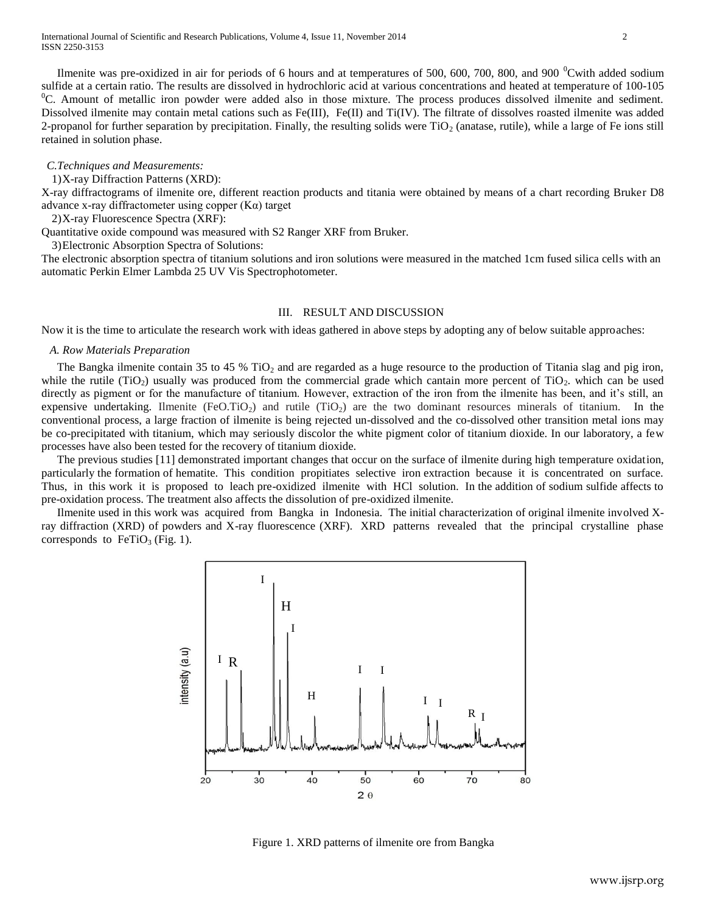Ilmenite was pre-oxidized in air for periods of 6 hours and at temperatures of 500, 600, 700, 800, and 900 $^0$Cwith added sodium sulfide at a certain ratio. The results are dissolved in hydrochloric acid at various concentrations and heated at temperature of 100-105 $^0$C. Amount of metallic iron powder were added also in those mixture. The process produces dissolved ilmenite and sediment. Dissolved ilmenite may contain metal cations such as Fe(III), Fe(II) and Ti(IV). The filtrate of dissolves roasted ilmenite was added 2-propanol for further separation by precipitation. Finally, the resulting solids were $TiO_2$ (anatase, rutile), while a large of Fe ions still retained in solution phase.

*C.Techniques and Measurements:*

1)X-ray Diffraction Patterns (XRD):

X-ray diffractograms of ilmenite ore, different reaction products and titania were obtained by means of a chart recording Bruker D8 advance x-ray diffractometer using copper (Kα) target

2)X-ray Fluorescence Spectra (XRF):

Quantitative oxide compound was measured with S2 Ranger XRF from Bruker.

3)Electronic Absorption Spectra of Solutions:

The electronic absorption spectra of titanium solutions and iron solutions were measured in the matched 1cm fused silica cells with an automatic Perkin Elmer Lambda 25 UV Vis Spectrophotometer.

## III. RESULT AND DISCUSSION

Now it is the time to articulate the research work with ideas gathered in above steps by adopting any of below suitable approaches:

*A. Row Materials Preparation*

The Bangka ilmenite contain 35 to 45 % $TiO_2$ and are regarded as a huge resource to the production of Titania slag and pig iron, while the rutile ($TiO_2$) usually was produced from the commercial grade which cantain more percent of $TiO_2$. which can be used directly as pigment or for the manufacture of titanium. However, extraction of the iron from the ilmenite has been, and it's still, an expensive undertaking. Ilmenite ($FeO.TiO_2$) and rutile ($TiO_2$) are the two dominant resources minerals of titanium. In the conventional process, a large fraction of ilmenite is being rejected un-dissolved and the co-dissolved other transition metal ions may be co-precipitated with titanium, which may seriously discolor the white pigment color of titanium dioxide. In our laboratory, a few processes have also been tested for the recovery of titanium dioxide.

The previous studies [11] demonstrated important changes that occur on the surface of ilmenite during high temperature oxidation, particularly the formation of hematite. This condition propitiates selective iron extraction because it is concentrated on surface. Thus, in this work it is proposed to leach pre-oxidized ilmenite with HCl solution. In the addition of sodium sulfide affects to pre-oxidation process. The treatment also affects the dissolution of pre-oxidized ilmenite.

Ilmenite used in this work was acquired from Bangka in Indonesia. The initial characterization of original ilmenite involved X-ray diffraction (XRD) of powders and X-ray fluorescence (XRF). XRD patterns revealed that the principal crystalline phase corresponds to $FeTiO_3$ (Fig. 1).

Figure 1. XRD patterns of ilmenite ore from Bangka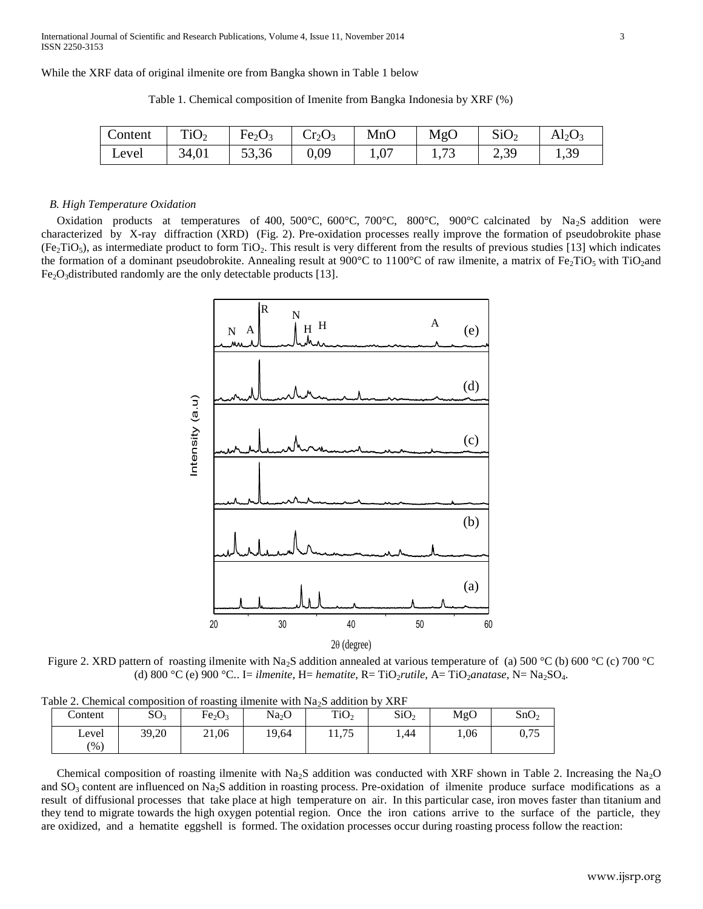While the XRF data of original ilmenite ore from Bangka shown in Table 1 below

Table 1. Chemical composition of Imenite from Bangka Indonesia by XRF (%)

| Content | $TiO_2$ | $Fe_2O_3$ | $Cr_2O_3$ | MnO | MgO | $SiO_2$ | $Al_2O_3$ |
|---|---|---|---|---|---|---|---|
| Level | 34,01 | 53,36 | 0,09 | 1,07 | 1,73 | 2,39 | 1,39 |

### *B. High Temperature Oxidation*

Oxidation products at temperatures of 400, 500°C, 600°C, 700°C, 800°C, 900°C calcinated by $Na_2S$ addition were characterized by X-ray diffraction (XRD) (Fig. 2). Pre-oxidation processes really improve the formation of pseudobrokite phase ($Fe_2TiO_5$), as intermediate product to form $TiO_2$. This result is very different from the results of previous studies [13] which indicates the formation of a dominant pseudobrokite. Annealing result at 900°C to 1100°C of raw ilmenite, a matrix of $Fe_2TiO_5$ with $TiO_2$and $Fe_2O_3$distributed randomly are the only detectable products [13].

Figure 2. XRD pattern of roasting ilmenite with $Na_2S$ addition annealed at various temperature of (a) 500 °C (b) 600 °C (c) 700 °C (d) 800 °C (e) 900 °C.. I= *ilmenite*, H= *hematite*, R= $TiO_2$*rutile*, A= $TiO_2$*anatase*, N= $Na_2SO_4$.

Table 2. Chemical composition of roasting ilmenite with $Na_2S$ addition by XRF

| Content | $SO_3$ | $Fe_2O_3$ | $Na_2O$ | $TiO_2$ | $SiO_2$ | MgO | $SnO_2$ |
|---|---|---|---|---|---|---|---|
| Level (%) | 39,20 | 21,06 | 19,64 | 11,75 | 1,44 | 1,06 | 0,75 |

Chemical composition of roasting ilmenite with $Na_2S$ addition was conducted with XRF shown in Table 2. Increasing the $Na_2O$ and $SO_3$ content are influenced on $Na_2S$ addition in roasting process. Pre-oxidation of ilmenite produce surface modifications as a result of diffusional processes that take place at high temperature on air. In this particular case, iron moves faster than titanium and they tend to migrate towards the high oxygen potential region. Once the iron cations arrive to the surface of the particle, they are oxidized, and a hematite eggshell is formed. The oxidation processes occur during roasting process follow the reaction: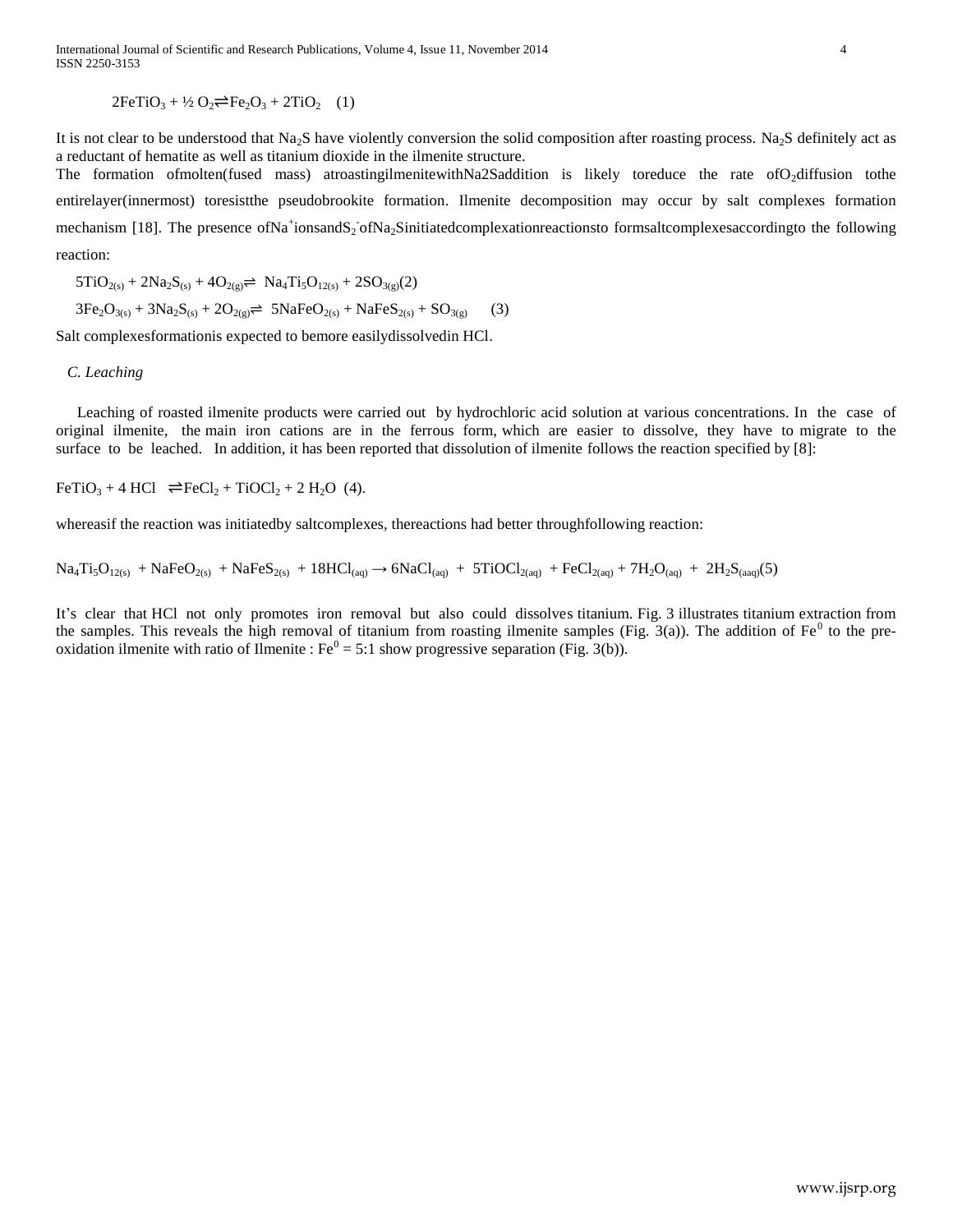$$2FeTiO_3 + ½ O_2 \rightleftharpoons Fe_2O_3 + 2TiO_2 \quad (1)$$

It is not clear to be understood that $Na_2S$ have violently conversion the solid composition after roasting process. $Na_2S$ definitely act as a reductant of hematite as well as titanium dioxide in the ilmenite structure.

The formation ofmolten(fused mass) atroastingilmenitewithNa2Saddition is likely toreduce the rate of$O_2$diffusion tothe entirelayer(innermost) toresistthe pseudobrookite formation. Ilmenite decomposition may occur by salt complexes formation mechanism [18]. The presence of$Na^+$ionsand$S_2^-$of$Na_2S$initiatedcomplexationreactionsto formsaltcomplexesaccordingto the following reaction:

$$5TiO_{2(s)} + 2Na_2S_{(s)} + 4O_{2(g)} \rightleftharpoons Na_4Ti_5O_{12(s)} + 2SO_{3(g)} \quad (2)$$

$$3Fe_2O_{3(s)} + 3Na_2S_{(s)} + 2O_{2(g)} \rightleftharpoons 5NaFeO_{2(s)} + NaFeS_{2(s)} + SO_{3(g)} \quad (3)$$

Salt complexesformationis expected to bemore easilydissolvedin HCl.

### *C. Leaching*

Leaching of roasted ilmenite products were carried out by hydrochloric acid solution at various concentrations. In the case of original ilmenite, the main iron cations are in the ferrous form, which are easier to dissolve, they have to migrate to the surface to be leached. In addition, it has been reported that dissolution of ilmenite follows the reaction specified by [8]:

$$FeTiO_3 + 4\ HCl \rightleftharpoons FeCl_2 + TiOCl_2 + 2\ H_2O \quad (4).$$

whereasif the reaction was initiatedby saltcomplexes, thereactions had better throughfollowing reaction:

$$Na_4Ti_5O_{12(s)} + NaFeO_{2(s)} + NaFeS_{2(s)} + 18HCl_{(aq)} \rightarrow 6NaCl_{(aq)} + 5TiOCl_{2(aq)} + FeCl_{2(aq)} + 7H_2O_{(aq)} + 2H_2S_{(aaq)} \quad (5)$$

It's clear that HCl not only promotes iron removal but also could dissolves titanium. Fig. 3 illustrates titanium extraction from the samples. This reveals the high removal of titanium from roasting ilmenite samples (Fig. 3(a)). The addition of $Fe^0$ to the pre-oxidation ilmenite with ratio of Ilmenite : $Fe^0$ = 5:1 show progressive separation (Fig. 3(b)).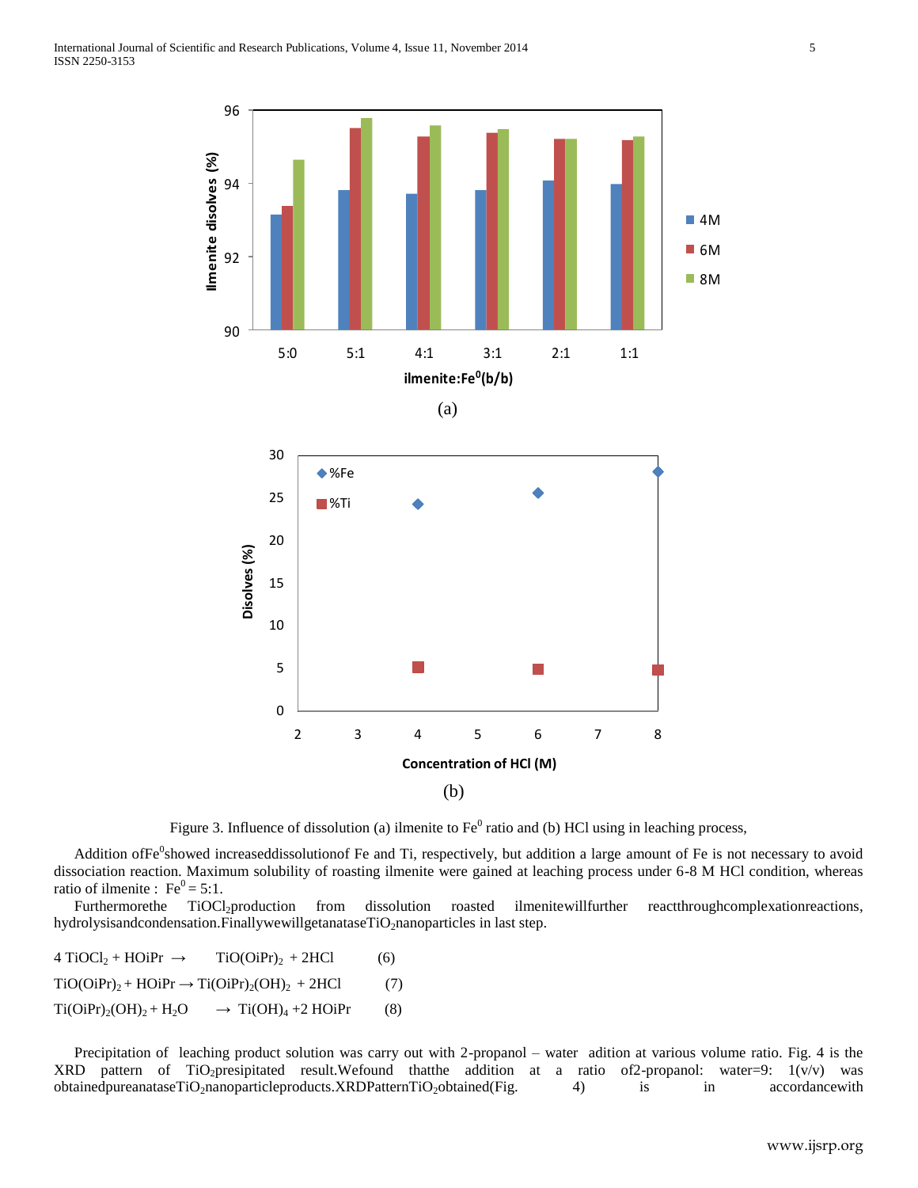Figure 3. Influence of dissolution (a) ilmenite to $Fe^0$ ratio and (b) HCl using in leaching process,

Addition of $Fe^0$ showed increased dissolution of Fe and Ti, respectively, but addition a large amount of Fe is not necessary to avoid dissociation reaction. Maximum solubility of roasting ilmenite were gained at leaching process under 6-8 M HCl condition, whereas ratio of ilmenite : $Fe^0$ = 5:1.

Furthermore the $TiOCl_2$ production from dissolution roasted ilmenite will further react through complexation reactions, hydrolysis and condensation. Finally we will get anatase $TiO_2$ nanoparticles in last step.

$$4\,TiOCl_2 + HOiPr \rightarrow TiO(OiPr)_2 + 2HCl \qquad (6)$$

$$TiO(OiPr)_2 + HOiPr \rightarrow Ti(OiPr)_2(OH)_2 + 2HCl \qquad (7)$$

$$Ti(OiPr)_2(OH)_2 + H_2O \rightarrow Ti(OH)_4 + 2\,HOiPr \qquad (8)$$

Precipitation of leaching product solution was carry out with 2-propanol – water adition at various volume ratio. Fig. 4 is the XRD pattern of $TiO_2$ presipitated result. We found that the addition at a ratio of 2-propanol: water=9: 1(v/v) was obtained pure anatase $TiO_2$ nanoparticle products. XRD Pattern $TiO_2$ obtained (Fig. 4) is in accordance with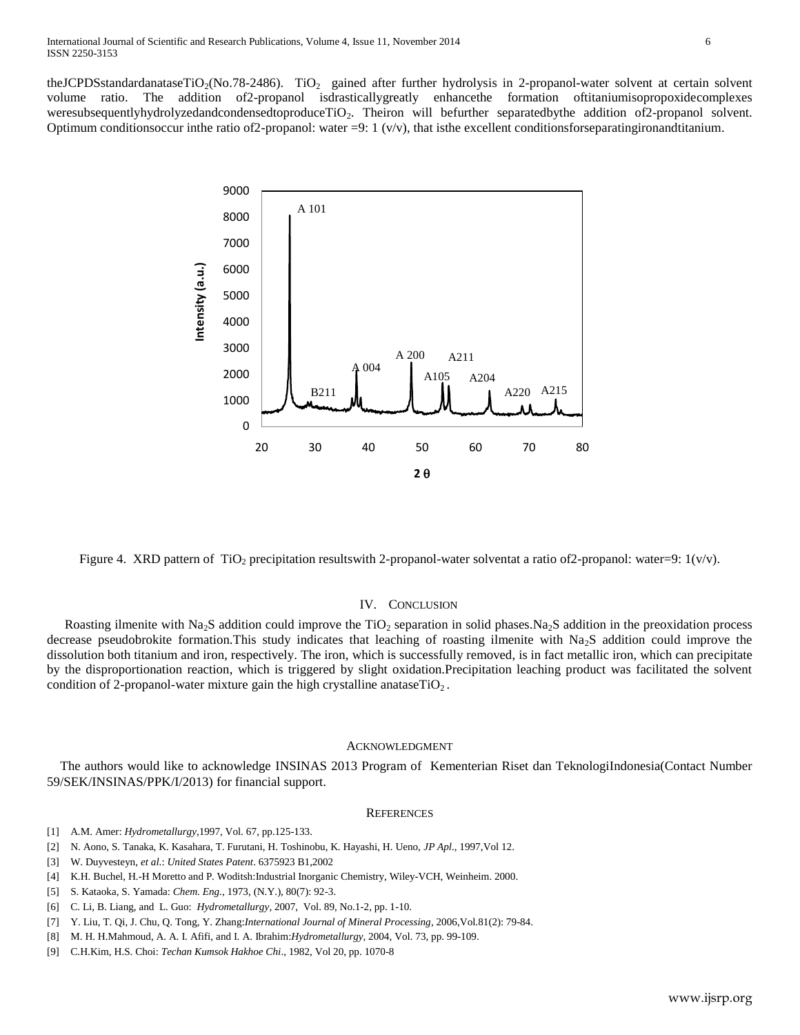theJCPDSstandardanatase$TiO_2$(No.78-2486). $TiO_2$ gained after further hydrolysis in 2-propanol-water solvent at certain solvent volume ratio. The addition of2-propanol isdrasticallygreatly enhancethe formation oftitaniumisopropoxidecomplexes weresubsequentlyhydrolyzedandcondensedtoproduce$TiO_2$. Theiron will befurther separatedbythe addition of2-propanol solvent. Optimum conditionsoccur inthe ratio of2-propanol: water =9: 1 (v/v), that isthe excellent conditionsforseparatingironandtitanium.

Figure 4. XRD pattern of $TiO_2$ precipitation resultswith 2-propanol-water solventat a ratio of2-propanol: water=9: 1(v/v).

## IV. Conclusion

Roasting ilmenite with $Na_2S$ addition could improve the $TiO_2$ separation in solid phases.$Na_2S$ addition in the preoxidation process decrease pseudobrokite formation.This study indicates that leaching of roasting ilmenite with $Na_2S$ addition could improve the dissolution both titanium and iron, respectively. The iron, which is successfully removed, is in fact metallic iron, which can precipitate by the disproportionation reaction, which is triggered by slight oxidation.Precipitation leaching product was facilitated the solvent condition of 2-propanol-water mixture gain the high crystalline anatase$TiO_2$ .

## Acknowledgment

The authors would like to acknowledge INSINAS 2013 Program of Kementerian Riset dan TeknologiIndonesia(Contact Number 59/SEK/INSINAS/PPK/I/2013) for financial support.

## References

[1] A.M. Amer: *Hydrometallurgy*,1997, Vol. 67, pp.125-133.

[2] N. Aono, S. Tanaka, K. Kasahara, T. Furutani, H. Toshinobu, K. Hayashi, H. Ueno, *JP Apl*., 1997,Vol 12.

[3] W. Duyvesteyn, *et al*.: *United States Patent*. 6375923 B1,2002

[4] K.H. Buchel, H.-H Moretto and P. Woditsh:Industrial Inorganic Chemistry, Wiley-VCH, Weinheim. 2000.

[5] S. Kataoka, S. Yamada: *Chem. Eng.*, 1973, (N.Y.), 80(7): 92-3.

[6] C. Li, B. Liang, and L. Guo: *Hydrometallurgy*, 2007, Vol. 89, No.1-2, pp. 1-10.

[7] Y. Liu, T. Qi, J. Chu, Q. Tong, Y. Zhang:*International Journal of Mineral Processing*, 2006,Vol.81(2): 79-84.

[8] M. H. H.Mahmoud, A. A. I. Afifi, and I. A. Ibrahim:*Hydrometallurgy*, 2004, Vol. 73, pp. 99-109.

[9] C.H.Kim, H.S. Choi: *Techan Kumsok Hakhoe Chi*., 1982, Vol 20, pp. 1070-8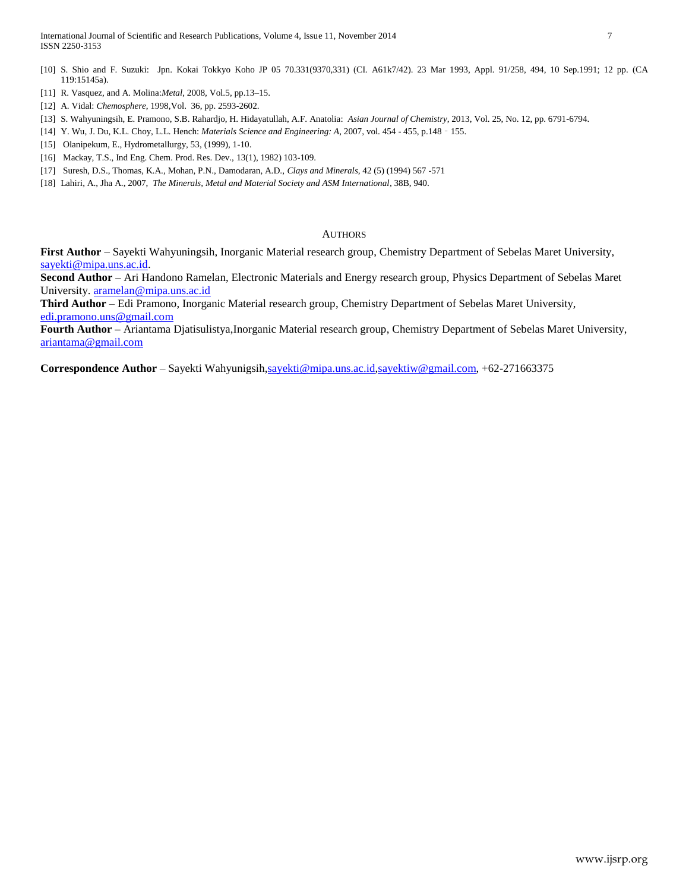[10] S. Shio and F. Suzuki: Jpn. Kokai Tokkyo Koho JP 05 70.331(9370,331) (CI. A61k7/42). 23 Mar 1993, Appl. 91/258, 494, 10 Sep.1991; 12 pp. (CA 119:15145a).

[11] R. Vasquez, and A. Molina: *Metal*, 2008, Vol.5, pp.13–15.

[12] A. Vidal: *Chemosphere*, 1998,Vol. 36, pp. 2593-2602.

[13] S. Wahyuningsih, E. Pramono, S.B. Rahardjo, H. Hidayatullah, A.F. Anatolia: *Asian Journal of Chemistry*, 2013, Vol. 25, No. 12, pp. 6791-6794.

[14] Y. Wu, J. Du, K.L. Choy, L.L. Hench: *Materials Science and Engineering: A*, 2007, vol. 454 - 455, p.148 - 155.

[15] Olanipekum, E., Hydrometallurgy, 53, (1999), 1-10.

[16] Mackay, T.S., Ind Eng. Chem. Prod. Res. Dev., 13(1), 1982) 103-109.

[17] Suresh, D.S., Thomas, K.A., Mohan, P.N., Damodaran, A.D., *Clays and Minerals*, 42 (5) (1994) 567 -571

[18] Lahiri, A., Jha A., 2007, *The Minerals, Metal and Material Society and ASM International*, 38B, 940.

## Authors

**First Author** – Sayekti Wahyuningsih, Inorganic Material research group, Chemistry Department of Sebelas Maret University, sayekti@mipa.uns.ac.id.

**Second Author** – Ari Handono Ramelan, Electronic Materials and Energy research group, Physics Department of Sebelas Maret University. aramelan@mipa.uns.ac.id

**Third Author** – Edi Pramono, Inorganic Material research group, Chemistry Department of Sebelas Maret University, edi.pramono.uns@gmail.com

**Fourth Author –** Ariantama Djatisulistya,Inorganic Material research group, Chemistry Department of Sebelas Maret University, ariantama@gmail.com

**Correspondence Author** – Sayekti Wahyunigsih,sayekti@mipa.uns.ac.id,sayektiw@gmail.com, +62-271663375